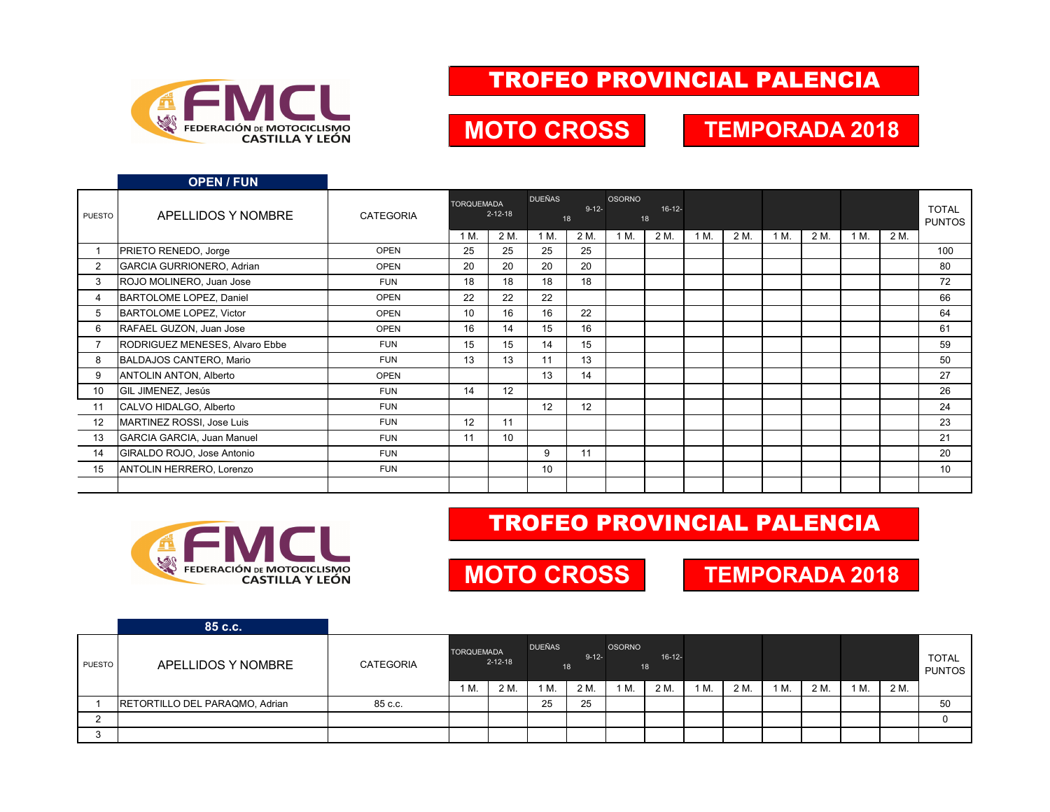FEDERACIÓN DE MOTOCICLISMO CASTILLA Y LEÓN

# TROFEO PROVINCIAL PALENCIA

## MOTO CROSS

## TEMPORADA 2018

### OPEN / FUN

| PUESTO | APELLIDOS Y NOMBRE | CATEGORIA | TORQUEMADA 2-12-18 | | DUEÑAS 9-12-18 | | OSORNO 16-12-18 | | | | | | | | TOTAL PUNTOS |
|---|---|---|---|---|---|---|---|---|---|---|---|---|---|---|---|
| | | | 1 M. | 2 M. | 1 M. | 2 M. | 1 M. | 2 M. | 1 M. | 2 M. | 1 M. | 2 M. | 1 M. | 2 M. | |
| 1 | PRIETO RENEDO, Jorge | OPEN | 25 | 25 | 25 | 25 | | | | | | | | | 100 |
| 2 | GARCIA GURRIONERO, Adrian | OPEN | 20 | 20 | 20 | 20 | | | | | | | | | 80 |
| 3 | ROJO MOLINERO, Juan Jose | FUN | 18 | 18 | 18 | 18 | | | | | | | | | 72 |
| 4 | BARTOLOME LOPEZ, Daniel | OPEN | 22 | 22 | 22 | | | | | | | | | | 66 |
| 5 | BARTOLOME LOPEZ, Victor | OPEN | 10 | 16 | 16 | 22 | | | | | | | | | 64 |
| 6 | RAFAEL GUZON, Juan Jose | OPEN | 16 | 14 | 15 | 16 | | | | | | | | | 61 |
| 7 | RODRIGUEZ MENESES, Alvaro Ebbe | FUN | 15 | 15 | 14 | 15 | | | | | | | | | 59 |
| 8 | BALDAJOS CANTERO, Mario | FUN | 13 | 13 | 11 | 13 | | | | | | | | | 50 |
| 9 | ANTOLIN ANTON, Alberto | OPEN | | | 13 | 14 | | | | | | | | | 27 |
| 10 | GIL JIMENEZ, Jesús | FUN | 14 | 12 | | | | | | | | | | | 26 |
| 11 | CALVO HIDALGO, Alberto | FUN | | | 12 | 12 | | | | | | | | | 24 |
| 12 | MARTINEZ ROSSI, Jose Luis | FUN | 12 | 11 | | | | | | | | | | | 23 |
| 13 | GARCIA GARCIA, Juan Manuel | FUN | 11 | 10 | | | | | | | | | | | 21 |
| 14 | GIRALDO ROJO, Jose Antonio | FUN | | | 9 | 11 | | | | | | | | | 20 |
| 15 | ANTOLIN HERRERO, Lorenzo | FUN | | | 10 | | | | | | | | | | 10 |

FEDERACIÓN DE MOTOCICLISMO CASTILLA Y LEÓN

# TROFEO PROVINCIAL PALENCIA

## MOTO CROSS

## TEMPORADA 2018

### 85 c.c.

| PUESTO | APELLIDOS Y NOMBRE | CATEGORIA | TORQUEMADA 2-12-18 | | DUEÑAS 9-12-18 | | OSORNO 16-12-18 | | | | | | | | TOTAL PUNTOS |
|---|---|---|---|---|---|---|---|---|---|---|---|---|---|---|---|
| | | | 1 M. | 2 M. | 1 M. | 2 M. | 1 M. | 2 M. | 1 M. | 2 M. | 1 M. | 2 M. | 1 M. | 2 M. | |
| 1 | RETORTILLO DEL PARAQMO, Adrian | 85 c.c. | | | 25 | 25 | | | | | | | | | 50 |
| 2 | | | | | | | | | | | | | | | 0 |
| 3 | | | | | | | | | | | | | | | |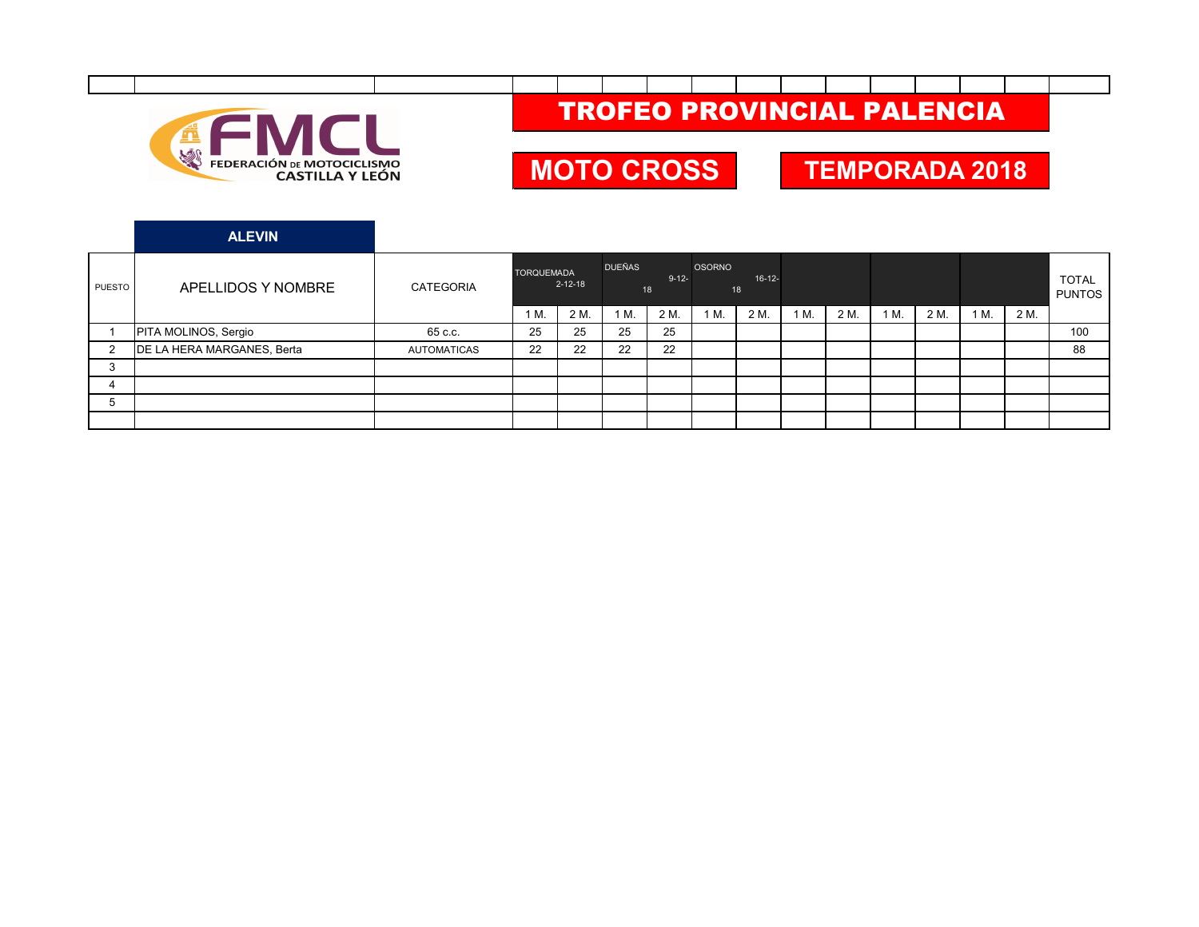FMCL FEDERACIÓN DE MOTOCICLISMO CASTILLA Y LEÓN

# TROFEO PROVINCIAL PALENCIA

## MOTO CROSS

## TEMPORADA 2018

### ALEVIN

| PUESTO | APELLIDOS Y NOMBRE | CATEGORIA | TORQUEMADA 2-12-18 | | DUEÑAS 9-12-18 | | OSORNO 16-12-18 | | | | | | | | TOTAL PUNTOS |
|---|---|---|---|---|---|---|---|---|---|---|---|---|---|---|---|
| | | | 1 M. | 2 M. | 1 M. | 2 M. | 1 M. | 2 M. | 1 M. | 2 M. | 1 M. | 2 M. | 1 M. | 2 M. | |
| 1 | PITA MOLINOS, Sergio | 65 c.c. | 25 | 25 | 25 | 25 | | | | | | | | | 100 |
| 2 | DE LA HERA MARGANES, Berta | AUTOMATICAS | 22 | 22 | 22 | 22 | | | | | | | | | 88 |
| 3 | | | | | | | | | | | | | | | |
| 4 | | | | | | | | | | | | | | | |
| 5 | | | | | | | | | | | | | | | |
| | | | | | | | | | | | | | | | |